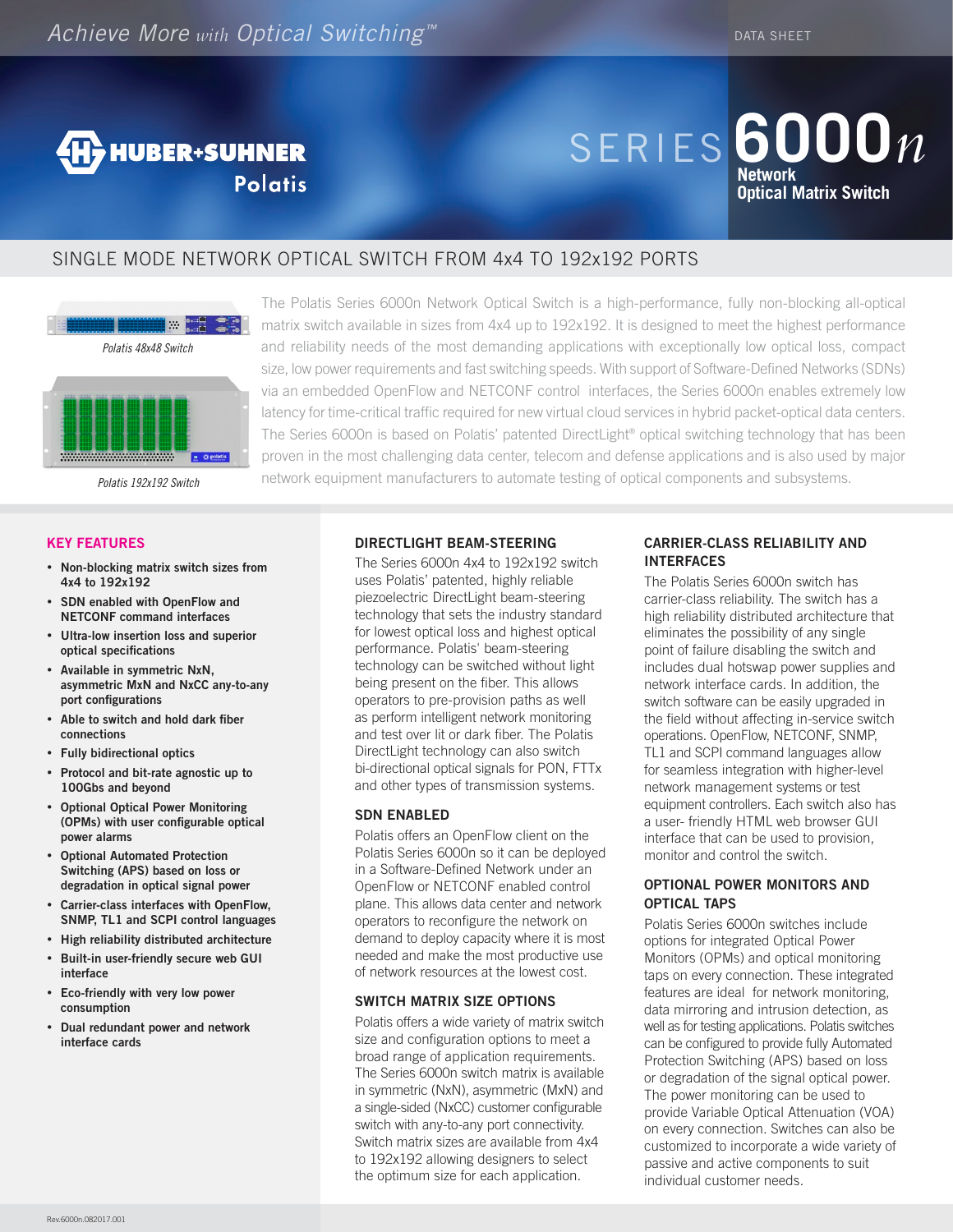Achieve More *with* Optical Switching™

DATA SHEET

HUBER+SUHNER Polatis

# SERIES 6000*n* Network Optical Matrix Switch

## SINGLE MODE NETWORK OPTICAL SWITCH FROM 4x4 TO 192x192 PORTS

*Polatis 48x48 Switch*

*Polatis 192x192 Switch*

The Polatis Series 6000n Network Optical Switch is a high-performance, fully non-blocking all-optical matrix switch available in sizes from 4x4 up to 192x192. It is designed to meet the highest performance and reliability needs of the most demanding applications with exceptionally low optical loss, compact size, low power requirements and fast switching speeds. With support of Software-Defined Networks (SDNs) via an embedded OpenFlow and NETCONF control interfaces, the Series 6000n enables extremely low latency for time-critical traffic required for new virtual cloud services in hybrid packet-optical data centers. The Series 6000n is based on Polatis' patented DirectLight® optical switching technology that has been proven in the most challenging data center, telecom and defense applications and is also used by major network equipment manufacturers to automate testing of optical components and subsystems.

### KEY FEATURES

- **Non-blocking matrix switch sizes from 4x4 to 192x192**
- **SDN enabled with OpenFlow and NETCONF command interfaces**
- **Ultra-low insertion loss and superior optical specifications**
- **Available in symmetric NxN, asymmetric MxN and NxCC any-to-any port configurations**
- **Able to switch and hold dark fiber connections**
- **Fully bidirectional optics**
- **Protocol and bit-rate agnostic up to 100Gbs and beyond**
- **Optional Optical Power Monitoring (OPMs) with user configurable optical power alarms**
- **Optional Automated Protection Switching (APS) based on loss or degradation in optical signal power**
- **Carrier-class interfaces with OpenFlow, SNMP, TL1 and SCPI control languages**
- **High reliability distributed architecture**
- **Built-in user-friendly secure web GUI interface**
- **Eco-friendly with very low power consumption**
- **Dual redundant power and network interface cards**

### DIRECTLIGHT BEAM-STEERING

The Series 6000n 4x4 to 192x192 switch uses Polatis' patented, highly reliable piezoelectric DirectLight beam-steering technology that sets the industry standard for lowest optical loss and highest optical performance. Polatis' beam-steering technology can be switched without light being present on the fiber. This allows operators to pre-provision paths as well as perform intelligent network monitoring and test over lit or dark fiber. The Polatis DirectLight technology can also switch bi-directional optical signals for PON, FTTx and other types of transmission systems.

### SDN ENABLED

Polatis offers an OpenFlow client on the Polatis Series 6000n so it can be deployed in a Software-Defined Network under an OpenFlow or NETCONF enabled control plane. This allows data center and network operators to reconfigure the network on demand to deploy capacity where it is most needed and make the most productive use of network resources at the lowest cost.

### SWITCH MATRIX SIZE OPTIONS

Polatis offers a wide variety of matrix switch size and configuration options to meet a broad range of application requirements. The Series 6000n switch matrix is available in symmetric (NxN), asymmetric (MxN) and a single-sided (NxCC) customer configurable switch with any-to-any port connectivity. Switch matrix sizes are available from 4x4 to 192x192 allowing designers to select the optimum size for each application.

### CARRIER-CLASS RELIABILITY AND INTERFACES

The Polatis Series 6000n switch has carrier-class reliability. The switch has a high reliability distributed architecture that eliminates the possibility of any single point of failure disabling the switch and includes dual hotswap power supplies and network interface cards. In addition, the switch software can be easily upgraded in the field without affecting in-service switch operations. OpenFlow, NETCONF, SNMP, TL1 and SCPI command languages allow for seamless integration with higher-level network management systems or test equipment controllers. Each switch also has a user- friendly HTML web browser GUI interface that can be used to provision, monitor and control the switch.

### OPTIONAL POWER MONITORS AND OPTICAL TAPS

Polatis Series 6000n switches include options for integrated Optical Power Monitors (OPMs) and optical monitoring taps on every connection. These integrated features are ideal for network monitoring, data mirroring and intrusion detection, as well as for testing applications. Polatis switches can be configured to provide fully Automated Protection Switching (APS) based on loss or degradation of the signal optical power. The power monitoring can be used to provide Variable Optical Attenuation (VOA) on every connection. Switches can also be customized to incorporate a wide variety of passive and active components to suit individual customer needs.

Rev.6000n.082017.001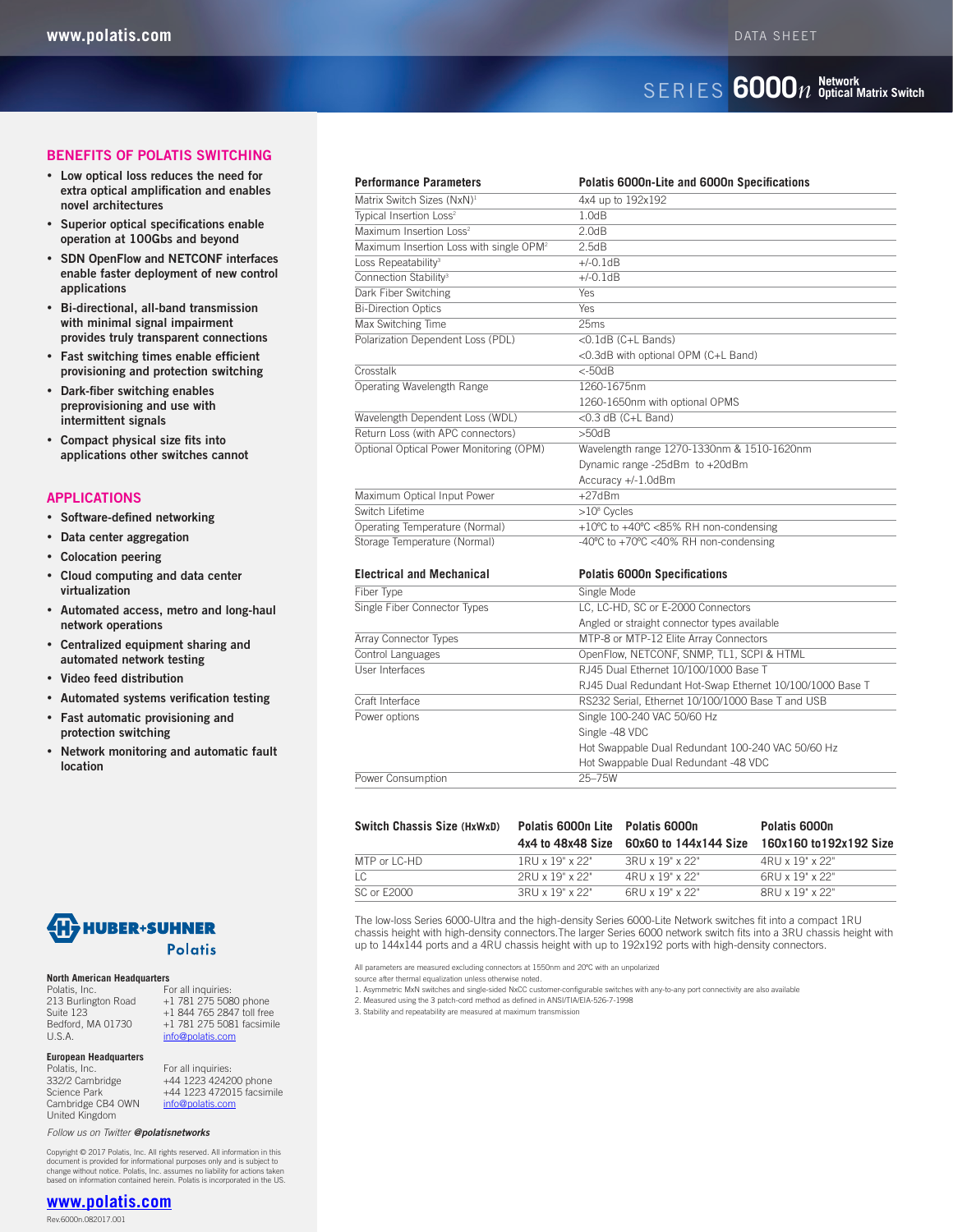DATA SHEET

# SERIES 6000n Network Optical Matrix Switch

## BENEFITS OF POLATIS SWITCHING

- Low optical loss reduces the need for extra optical amplification and enables novel architectures
- Superior optical specifications enable operation at 100Gbs and beyond
- SDN OpenFlow and NETCONF interfaces enable faster deployment of new control applications
- Bi-directional, all-band transmission with minimal signal impairment provides truly transparent connections
- Fast switching times enable efficient provisioning and protection switching
- Dark-fiber switching enables preprovisioning and use with intermittent signals
- Compact physical size fits into applications other switches cannot

## APPLICATIONS

- Software-defined networking
- Data center aggregation
- Colocation peering
- Cloud computing and data center virtualization
- Automated access, metro and long-haul network operations
- Centralized equipment sharing and automated network testing
- Video feed distribution
- Automated systems verification testing
- Fast automatic provisioning and protection switching
- Network monitoring and automatic fault location

| Performance Parameters | Polatis 6000n-Lite and 6000n Specifications |
|---|---|
| Matrix Switch Sizes (NxN)[1] | 4x4 up to 192x192 |
| Typical Insertion Loss[2] | 1.0dB |
| Maximum Insertion Loss[2] | 2.0dB |
| Maximum Insertion Loss with single OPM[2] | 2.5dB |
| Loss Repeatability[3] | +/-0.1dB |
| Connection Stability[3] | +/-0.1dB |
| Dark Fiber Switching | Yes |
| Bi-Direction Optics | Yes |
| Max Switching Time | 25ms |
| Polarization Dependent Loss (PDL) | <0.1dB (C+L Bands)<br><0.3dB with optional OPM (C+L Band) |
| Crosstalk | <-50dB |
| Operating Wavelength Range | 1260-1675nm<br>1260-1650nm with optional OPMS |
| Wavelength Dependent Loss (WDL) | <0.3 dB (C+L Band) |
| Return Loss (with APC connectors) | >50dB |
| Optional Optical Power Monitoring (OPM) | Wavelength range 1270-1330nm & 1510-1620nm<br>Dynamic range -25dBm to +20dBm<br>Accuracy +/-1.0dBm |
| Maximum Optical Input Power | +27dBm |
| Switch Lifetime | >$10^8$ Cycles |
| Operating Temperature (Normal) | +10ºC to +40ºC <85% RH non-condensing |
| Storage Temperature (Normal) | -40ºC to +70ºC <40% RH non-condensing |

| Electrical and Mechanical | Polatis 6000n Specifications |
|---|---|
| Fiber Type | Single Mode |
| Single Fiber Connector Types | LC, LC-HD, SC or E-2000 Connectors<br>Angled or straight connector types available |
| Array Connector Types | MTP-8 or MTP-12 Elite Array Connectors |
| Control Languages | OpenFlow, NETCONF, SNMP, TL1, SCPI & HTML |
| User Interfaces | RJ45 Dual Ethernet 10/100/1000 Base T<br>RJ45 Dual Redundant Hot-Swap Ethernet 10/100/1000 Base T |
| Craft Interface | RS232 Serial, Ethernet 10/100/1000 Base T and USB |
| Power options | Single 100-240 VAC 50/60 Hz<br>Single -48 VDC<br>Hot Swappable Dual Redundant 100-240 VAC 50/60 Hz<br>Hot Swappable Dual Redundant -48 VDC |
| Power Consumption | 25–75W |

| Switch Chassis Size (HxWxD) | Polatis 6000n Lite 4x4 to 48x48 Size | Polatis 6000n 60x60 to 144x144 Size | Polatis 6000n 160x160 to192x192 Size |
|---|---|---|---|
| MTP or LC-HD | 1RU x 19" x 22" | 3RU x 19" x 22" | 4RU x 19" x 22" |
| LC | 2RU x 19" x 22" | 4RU x 19" x 22" | 6RU x 19" x 22" |
| SC or E2000 | 3RU x 19" x 22" | 6RU x 19" x 22" | 8RU x 19" x 22" |

The low-loss Series 6000-Ultra and the high-density Series 6000-Lite Network switches fit into a compact 1RU chassis height with high-density connectors.The larger Series 6000 network switch fits into a 3RU chassis height with up to 144x144 ports and a 4RU chassis height with up to 192x192 ports with high-density connectors.

All parameters are measured excluding connectors at 1550nm and 20ºC with an unpolarized source after thermal equalization unless otherwise noted.

1. Asymmetric MxN switches and single-sided NxCC customer-configurable switches with any-to-any port connectivity are also available
2. Measured using the 3 patch-cord method as defined in ANSI/TIA/EIA-526-7-1998
3. Stability and repeatability are measured at maximum transmission

HUBER+SUHNER Polatis

**North American Headquarters**
Polatis, Inc.
213 Burlington Road
Suite 123
Bedford, MA 01730
U.S.A.

For all inquiries:
+1 781 275 5080 phone
+1 844 765 2847 toll free
+1 781 275 5081 facsimile
info@polatis.com

**European Headquarters**
Polatis, Inc.
332/2 Cambridge
Science Park
Cambridge CB4 OWN
United Kingdom

For all inquiries:
+44 1223 424200 phone
+44 1223 472015 facsimile
info@polatis.com

*Follow us on Twitter **@polatisnetworks***

Copyright © 2017 Polatis, Inc. All rights reserved. All information in this document is provided for informational purposes only and is subject to change without notice. Polatis, Inc. assumes no liability for actions taken based on information contained herein. Polatis is incorporated in the US.

www.polatis.com

Rev.6000n.082017.001